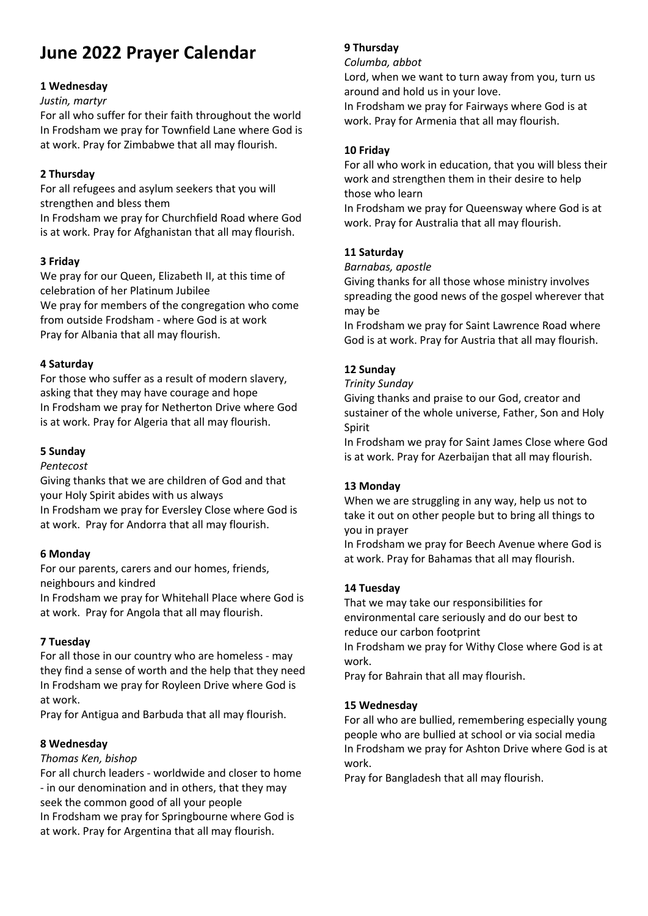# June 2022 Prayer Calendar

**1 Wednesday**

*Justin, martyr*

For all who suffer for their faith throughout the world
In Frodsham we pray for Townfield Lane where God is at work. Pray for Zimbabwe that all may flourish.

**2 Thursday**

For all refugees and asylum seekers that you will strengthen and bless them
In Frodsham we pray for Churchfield Road where God is at work. Pray for Afghanistan that all may flourish.

**3 Friday**

We pray for our Queen, Elizabeth II, at this time of celebration of her Platinum Jubilee
We pray for members of the congregation who come from outside Frodsham - where God is at work
Pray for Albania that all may flourish.

**4 Saturday**

For those who suffer as a result of modern slavery, asking that they may have courage and hope
In Frodsham we pray for Netherton Drive where God is at work. Pray for Algeria that all may flourish.

**5 Sunday**

*Pentecost*

Giving thanks that we are children of God and that your Holy Spirit abides with us always
In Frodsham we pray for Eversley Close where God is at work. Pray for Andorra that all may flourish.

**6 Monday**

For our parents, carers and our homes, friends, neighbours and kindred
In Frodsham we pray for Whitehall Place where God is at work. Pray for Angola that all may flourish.

**7 Tuesday**

For all those in our country who are homeless - may they find a sense of worth and the help that they need
In Frodsham we pray for Royleen Drive where God is at work.
Pray for Antigua and Barbuda that all may flourish.

**8 Wednesday**

*Thomas Ken, bishop*

For all church leaders - worldwide and closer to home - in our denomination and in others, that they may seek the common good of all your people
In Frodsham we pray for Springbourne where God is at work. Pray for Argentina that all may flourish.

**9 Thursday**

*Columba, abbot*

Lord, when we want to turn away from you, turn us around and hold us in your love.
In Frodsham we pray for Fairways where God is at work. Pray for Armenia that all may flourish.

**10 Friday**

For all who work in education, that you will bless their work and strengthen them in their desire to help those who learn
In Frodsham we pray for Queensway where God is at work. Pray for Australia that all may flourish.

**11 Saturday**

*Barnabas, apostle*

Giving thanks for all those whose ministry involves spreading the good news of the gospel wherever that may be
In Frodsham we pray for Saint Lawrence Road where God is at work. Pray for Austria that all may flourish.

**12 Sunday**

*Trinity Sunday*

Giving thanks and praise to our God, creator and sustainer of the whole universe, Father, Son and Holy Spirit
In Frodsham we pray for Saint James Close where God is at work. Pray for Azerbaijan that all may flourish.

**13 Monday**

When we are struggling in any way, help us not to take it out on other people but to bring all things to you in prayer
In Frodsham we pray for Beech Avenue where God is at work. Pray for Bahamas that all may flourish.

**14 Tuesday**

That we may take our responsibilities for environmental care seriously and do our best to reduce our carbon footprint
In Frodsham we pray for Withy Close where God is at work.
Pray for Bahrain that all may flourish.

**15 Wednesday**

For all who are bullied, remembering especially young people who are bullied at school or via social media
In Frodsham we pray for Ashton Drive where God is at work.
Pray for Bangladesh that all may flourish.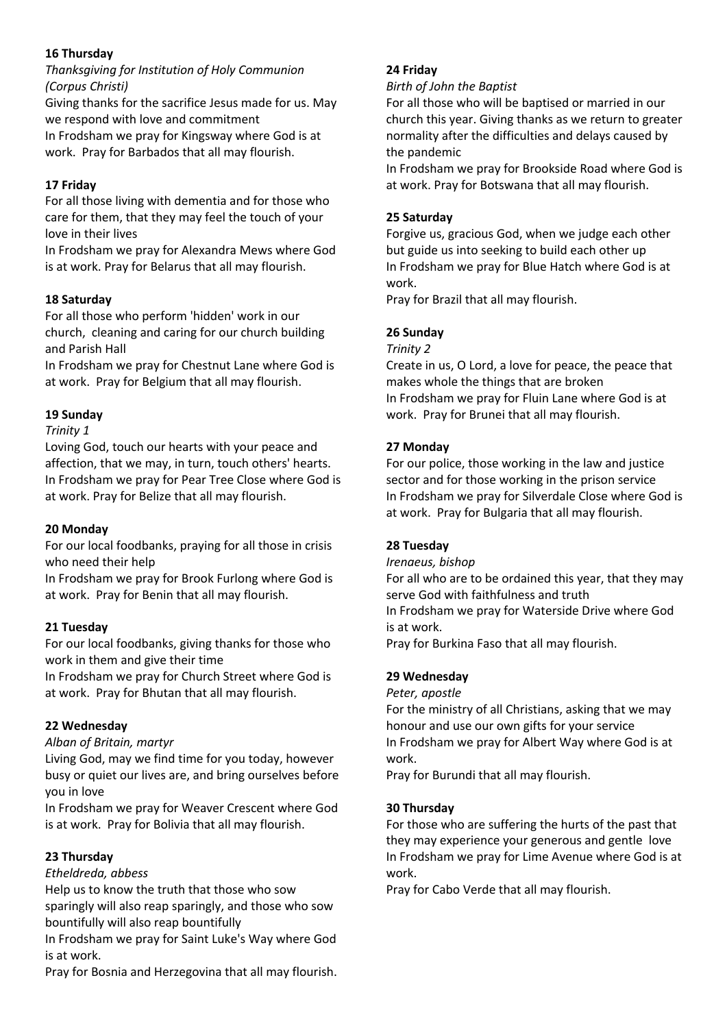**16 Thursday**

*Thanksgiving for Institution of Holy Communion (Corpus Christi)*

Giving thanks for the sacrifice Jesus made for us. May we respond with love and commitment

In Frodsham we pray for Kingsway where God is at work. Pray for Barbados that all may flourish.

**17 Friday**

For all those living with dementia and for those who care for them, that they may feel the touch of your love in their lives

In Frodsham we pray for Alexandra Mews where God is at work. Pray for Belarus that all may flourish.

**18 Saturday**

For all those who perform 'hidden' work in our church, cleaning and caring for our church building and Parish Hall

In Frodsham we pray for Chestnut Lane where God is at work. Pray for Belgium that all may flourish.

**19 Sunday**

*Trinity 1*

Loving God, touch our hearts with your peace and affection, that we may, in turn, touch others' hearts.

In Frodsham we pray for Pear Tree Close where God is at work. Pray for Belize that all may flourish.

**20 Monday**

For our local foodbanks, praying for all those in crisis who need their help

In Frodsham we pray for Brook Furlong where God is at work. Pray for Benin that all may flourish.

**21 Tuesday**

For our local foodbanks, giving thanks for those who work in them and give their time

In Frodsham we pray for Church Street where God is at work. Pray for Bhutan that all may flourish.

**22 Wednesday**

*Alban of Britain, martyr*

Living God, may we find time for you today, however busy or quiet our lives are, and bring ourselves before you in love

In Frodsham we pray for Weaver Crescent where God is at work. Pray for Bolivia that all may flourish.

**23 Thursday**

*Etheldreda, abbess*

Help us to know the truth that those who sow sparingly will also reap sparingly, and those who sow bountifully will also reap bountifully

In Frodsham we pray for Saint Luke's Way where God is at work.

Pray for Bosnia and Herzegovina that all may flourish.

**24 Friday**

*Birth of John the Baptist*

For all those who will be baptised or married in our church this year. Giving thanks as we return to greater normality after the difficulties and delays caused by the pandemic

In Frodsham we pray for Brookside Road where God is at work. Pray for Botswana that all may flourish.

**25 Saturday**

Forgive us, gracious God, when we judge each other but guide us into seeking to build each other up

In Frodsham we pray for Blue Hatch where God is at work.

Pray for Brazil that all may flourish.

**26 Sunday**

*Trinity 2*

Create in us, O Lord, a love for peace, the peace that makes whole the things that are broken

In Frodsham we pray for Fluin Lane where God is at work. Pray for Brunei that all may flourish.

**27 Monday**

For our police, those working in the law and justice sector and for those working in the prison service

In Frodsham we pray for Silverdale Close where God is at work. Pray for Bulgaria that all may flourish.

**28 Tuesday**

*Irenaeus, bishop*

For all who are to be ordained this year, that they may serve God with faithfulness and truth

In Frodsham we pray for Waterside Drive where God is at work.

Pray for Burkina Faso that all may flourish.

**29 Wednesday**

*Peter, apostle*

For the ministry of all Christians, asking that we may honour and use our own gifts for your service

In Frodsham we pray for Albert Way where God is at work.

Pray for Burundi that all may flourish.

**30 Thursday**

For those who are suffering the hurts of the past that they may experience your generous and gentle love

In Frodsham we pray for Lime Avenue where God is at work.

Pray for Cabo Verde that all may flourish.